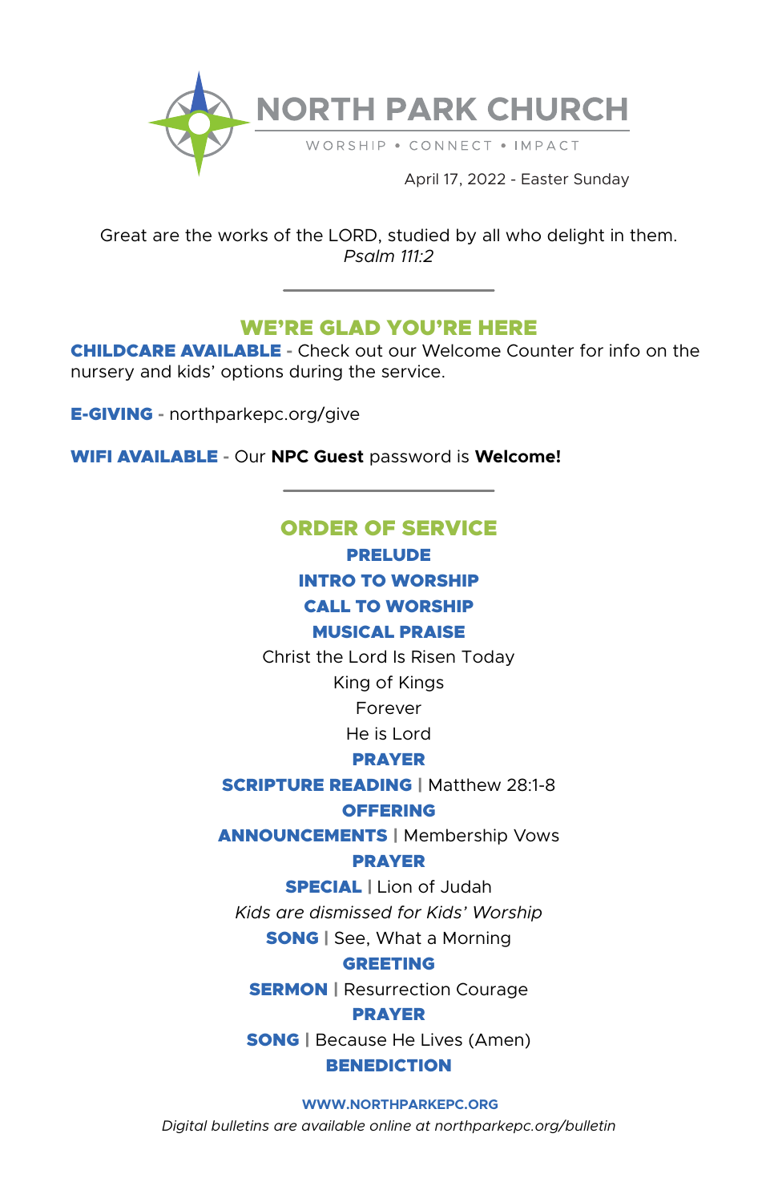# NORTH PARK CHURCH

WORSHIP • CONNECT • IMPACT

April 17, 2022 - Easter Sunday

Great are the works of the LORD, studied by all who delight in them.
*Psalm 111:2*

---

## WE'RE GLAD YOU'RE HERE

**CHILDCARE AVAILABLE** - Check out our Welcome Counter for info on the nursery and kids' options during the service.

**E-GIVING** - northparkepc.org/give

**WIFI AVAILABLE** - Our **NPC Guest** password is **Welcome!**

---

## ORDER OF SERVICE

**PRELUDE**

**INTRO TO WORSHIP**

**CALL TO WORSHIP**

**MUSICAL PRAISE**

Christ the Lord Is Risen Today

King of Kings

Forever

He is Lord

**PRAYER**

**SCRIPTURE READING** | Matthew 28:1-8

**OFFERING**

**ANNOUNCEMENTS** | Membership Vows

**PRAYER**

**SPECIAL** | Lion of Judah

*Kids are dismissed for Kids' Worship*

**SONG** | See, What a Morning

**GREETING**

**SERMON** | Resurrection Courage

**PRAYER**

**SONG** | Because He Lives (Amen)

**BENEDICTION**

**WWW.NORTHPARKEPC.ORG**

*Digital bulletins are available online at northparkepc.org/bulletin*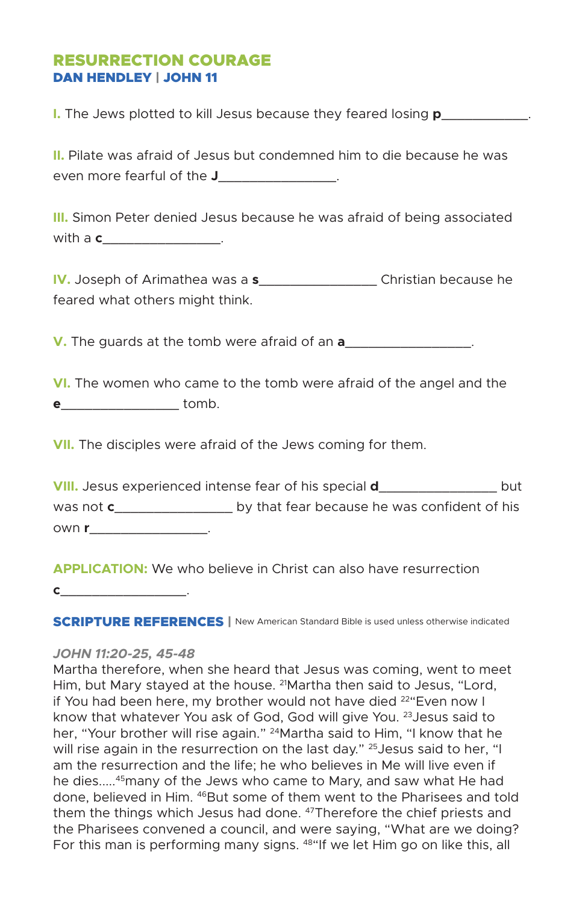# RESURRECTION COURAGE

## DAN HENDLEY | JOHN 11

**I.** The Jews plotted to kill Jesus because they feared losing **p**____________.

**II.** Pilate was afraid of Jesus but condemned him to die because he was even more fearful of the **J**________________.

**III.** Simon Peter denied Jesus because he was afraid of being associated with a **c**________________.

**IV.** Joseph of Arimathea was a **s**________________ Christian because he feared what others might think.

**V.** The guards at the tomb were afraid of an **a**_________________.

**VI.** The women who came to the tomb were afraid of the angel and the **e**________________ tomb.

**VII.** The disciples were afraid of the Jews coming for them.

**VIII.** Jesus experienced intense fear of his special **d**________________ but was not **c**________________ by that fear because he was confident of his own **r**________________.

**APPLICATION:** We who believe in Christ can also have resurrection **c**_________________.

## SCRIPTURE REFERENCES | New American Standard Bible is used unless otherwise indicated

*JOHN 11:20-25, 45-48*

Martha therefore, when she heard that Jesus was coming, went to meet Him, but Mary stayed at the house. [21]Martha then said to Jesus, "Lord, if You had been here, my brother would not have died [22]"Even now I know that whatever You ask of God, God will give You. [23]Jesus said to her, "Your brother will rise again." [24]Martha said to Him, "I know that he will rise again in the resurrection on the last day." [25]Jesus said to her, "I am the resurrection and the life; he who believes in Me will live even if he dies.....[45]many of the Jews who came to Mary, and saw what He had done, believed in Him. [46]But some of them went to the Pharisees and told them the things which Jesus had done. [47]Therefore the chief priests and the Pharisees convened a council, and were saying, "What are we doing? For this man is performing many signs. [48]"If we let Him go on like this, all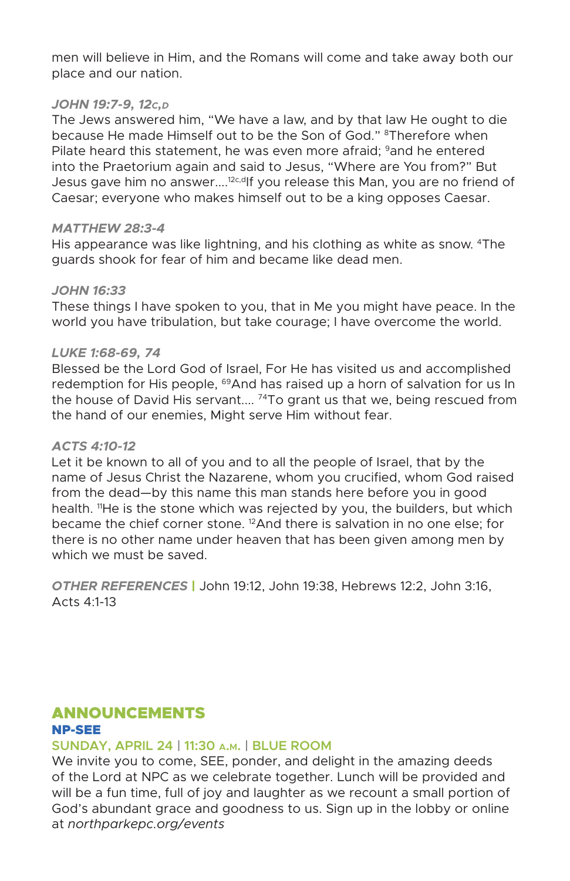men will believe in Him, and the Romans will come and take away both our place and our nation.

*JOHN 19:7-9, 12C,D*

The Jews answered him, "We have a law, and by that law He ought to die because He made Himself out to be the Son of God." [8]Therefore when Pilate heard this statement, he was even more afraid; [9]and he entered into the Praetorium again and said to Jesus, "Where are You from?" But Jesus gave him no answer.... [12c,d]If you release this Man, you are no friend of Caesar; everyone who makes himself out to be a king opposes Caesar.

*MATTHEW 28:3-4*

His appearance was like lightning, and his clothing as white as snow. [4]The guards shook for fear of him and became like dead men.

*JOHN 16:33*

These things I have spoken to you, that in Me you might have peace. In the world you have tribulation, but take courage; I have overcome the world.

*LUKE 1:68-69, 74*

Blessed be the Lord God of Israel, For He has visited us and accomplished redemption for His people, [69]And has raised up a horn of salvation for us In the house of David His servant.... [74]To grant us that we, being rescued from the hand of our enemies, Might serve Him without fear.

*ACTS 4:10-12*

Let it be known to all of you and to all the people of Israel, that by the name of Jesus Christ the Nazarene, whom you crucified, whom God raised from the dead—by this name this man stands here before you in good health. [11]He is the stone which was rejected by you, the builders, but which became the chief corner stone. [12]And there is salvation in no one else; for there is no other name under heaven that has been given among men by which we must be saved.

*OTHER REFERENCES* | John 19:12, John 19:38, Hebrews 12:2, John 3:16, Acts 4:1-13

## ANNOUNCEMENTS

### NP-SEE

**SUNDAY, APRIL 24 | 11:30 A.M. | BLUE ROOM**

We invite you to come, SEE, ponder, and delight in the amazing deeds of the Lord at NPC as we celebrate together. Lunch will be provided and will be a fun time, full of joy and laughter as we recount a small portion of God's abundant grace and goodness to us. Sign up in the lobby or online at *northparkepc.org/events*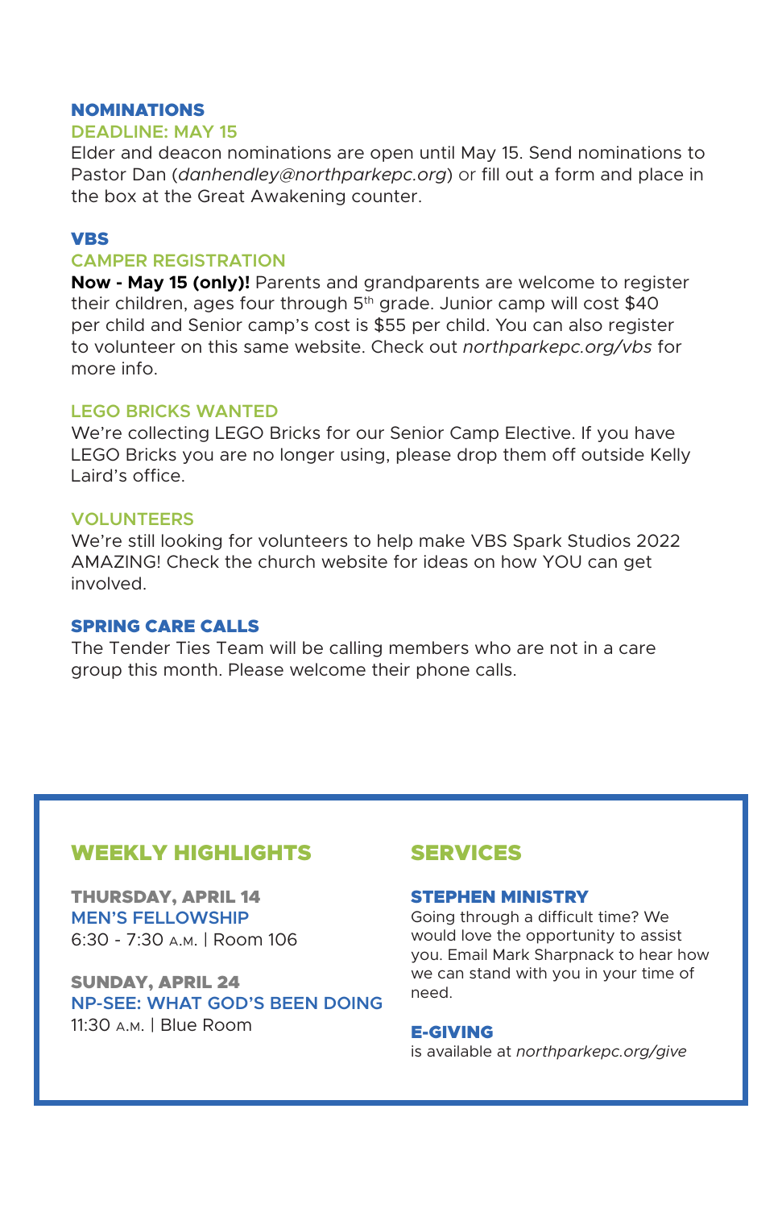## NOMINATIONS

### DEADLINE: MAY 15

Elder and deacon nominations are open until May 15. Send nominations to Pastor Dan (*danhendley@northparkepc.org*) or fill out a form and place in the box at the Great Awakening counter.

## VBS

### CAMPER REGISTRATION

**Now - May 15 (only)!** Parents and grandparents are welcome to register their children, ages four through 5th grade. Junior camp will cost $40 per child and Senior camp's cost is $55 per child. You can also register to volunteer on this same website. Check out *northparkepc.org/vbs* for more info.

### LEGO BRICKS WANTED

We're collecting LEGO Bricks for our Senior Camp Elective. If you have LEGO Bricks you are no longer using, please drop them off outside Kelly Laird's office.

### VOLUNTEERS

We're still looking for volunteers to help make VBS Spark Studios 2022 AMAZING! Check the church website for ideas on how YOU can get involved.

## SPRING CARE CALLS

The Tender Ties Team will be calling members who are not in a care group this month. Please welcome their phone calls.

## WEEKLY HIGHLIGHTS

**THURSDAY, APRIL 14**
MEN'S FELLOWSHIP
6:30 - 7:30 A.M. | Room 106

**SUNDAY, APRIL 24**
NP-SEE: WHAT GOD'S BEEN DOING
11:30 A.M. | Blue Room

## SERVICES

### STEPHEN MINISTRY

Going through a difficult time? We would love the opportunity to assist you. Email Mark Sharpnack to hear how we can stand with you in your time of need.

### E-GIVING

is available at *northparkepc.org/give*